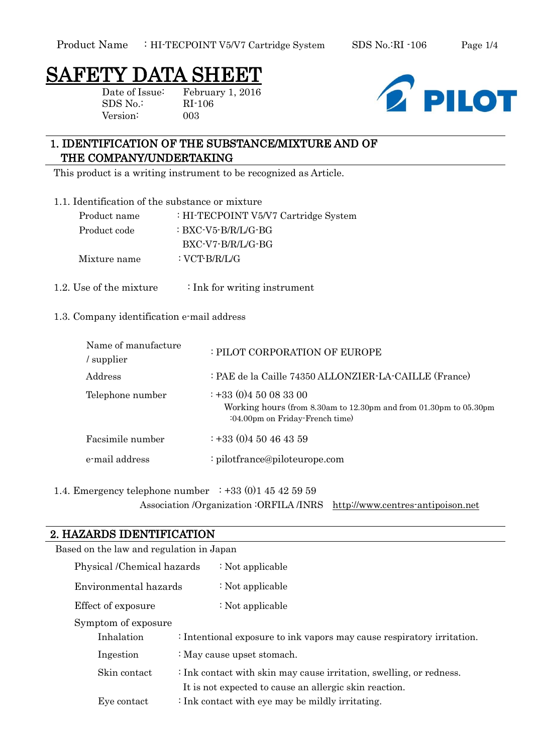# SAFETY DATA SHEET

Date of Issue: February 1, 2016
SDS No.: RI-106
Version: 003

PILOT

## 1. IDENTIFICATION OF THE SUBSTANCE/MIXTURE AND OF THE COMPANY/UNDERTAKING

This product is a writing instrument to be recognized as Article.

### 1.1. Identification of the substance or mixture

| | |
|---|---|
| Product name | : HI-TECPOINT V5/V7 Cartridge System |
| Product code | : BXC-V5-B/R/L/G-BG<br>BXC-V7-B/R/L/G-BG |
| Mixture name | : VCT-B/R/L/G |

### 1.2. Use of the mixture

: Ink for writing instrument

### 1.3. Company identification e-mail address

| | |
|---|---|
| Name of manufacture / supplier | : PILOT CORPORATION OF EUROPE |
| Address | : PAE de la Caille 74350 ALLONZIER-LA-CAILLE (France) |
| Telephone number | : +33 (0)4 50 08 33 00<br>Working hours (from 8.30am to 12.30pm and from 01.30pm to 05.30pm :04.00pm on Friday-French time) |
| Facsimile number | : +33 (0)4 50 46 43 59 |
| e-mail address | : pilotfrance@piloteurope.com |

### 1.4. Emergency telephone number

: +33 (0)1 45 42 59 59
Association /Organization :ORFILA /INRS http://www.centres-antipoison.net

## 2. HAZARDS IDENTIFICATION

Based on the law and regulation in Japan

| | |
|---|---|
| Physical /Chemical hazards | : Not applicable |
| Environmental hazards | : Not applicable |
| Effect of exposure | : Not applicable |

Symptom of exposure

| | |
|---|---|
| Inhalation | : Intentional exposure to ink vapors may cause respiratory irritation. |
| Ingestion | : May cause upset stomach. |
| Skin contact | : Ink contact with skin may cause irritation, swelling, or redness.<br>It is not expected to cause an allergic skin reaction. |
| Eye contact | : Ink contact with eye may be mildly irritating. |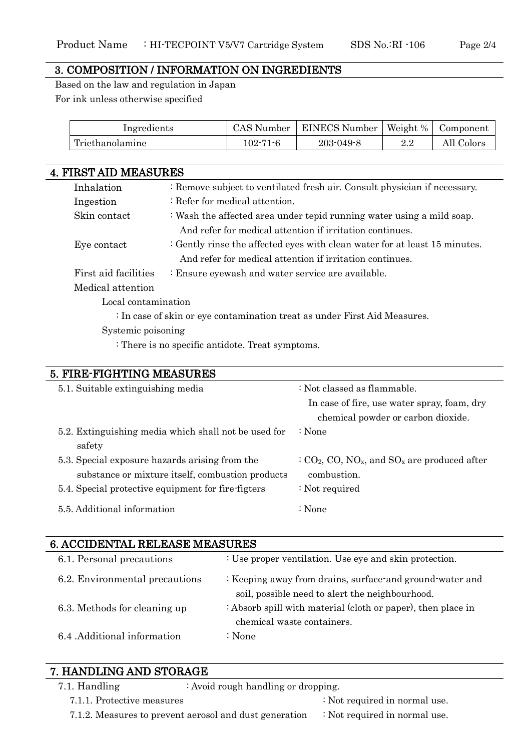## 3. COMPOSITION / INFORMATION ON INGREDIENTS

Based on the law and regulation in Japan

For ink unless otherwise specified

| Ingredients | CAS Number | EINECS Number | Weight % | Component |
|---|---|---|---|---|
| Triethanolamine | 102-71-6 | 203-049-8 | 2.2 | All Colors |

## 4. FIRST AID MEASURES

Inhalation : Remove subject to ventilated fresh air. Consult physician if necessary.

Ingestion : Refer for medical attention.

Skin contact : Wash the affected area under tepid running water using a mild soap. And refer for medical attention if irritation continues.

Eye contact : Gently rinse the affected eyes with clean water for at least 15 minutes. And refer for medical attention if irritation continues.

First aid facilities : Ensure eyewash and water service are available.

Medical attention

Local contamination

: In case of skin or eye contamination treat as under First Aid Measures.

Systemic poisoning

: There is no specific antidote. Treat symptoms.

## 5. FIRE-FIGHTING MEASURES

5.1. Suitable extinguishing media : Not classed as flammable. In case of fire, use water spray, foam, dry chemical powder or carbon dioxide.

5.2. Extinguishing media which shall not be used for safety : None

5.3. Special exposure hazards arising from the substance or mixture itself, combustion products : $CO_2$, CO, $NO_x$, and $SO_x$ are produced after combustion.

5.4. Special protective equipment for fire-figters : Not required

5.5. Additional information : None

## 6. ACCIDENTAL RELEASE MEASURES

6.1. Personal precautions : Use proper ventilation. Use eye and skin protection.

6.2. Environmental precautions : Keeping away from drains, surface-and ground-water and soil, possible need to alert the neighbourhood.

6.3. Methods for cleaning up : Absorb spill with material (cloth or paper), then place in chemical waste containers.

6.4 .Additional information : None

## 7. HANDLING AND STORAGE

7.1. Handling : Avoid rough handling or dropping.

7.1.1. Protective measures : Not required in normal use.

7.1.2. Measures to prevent aerosol and dust generation : Not required in normal use.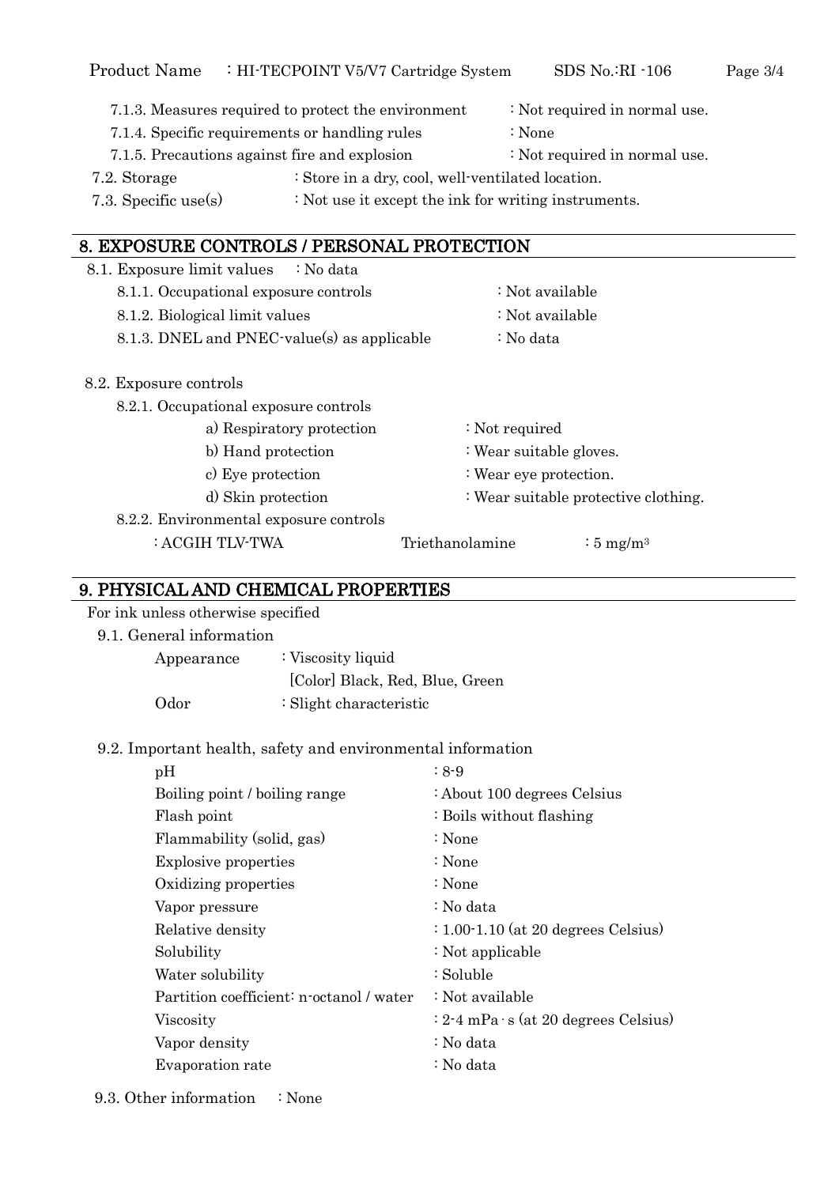7.1.3. Measures required to protect the environment : Not required in normal use.

7.1.4. Specific requirements or handling rules : None

7.1.5. Precautions against fire and explosion : Not required in normal use.

7.2. Storage : Store in a dry, cool, well-ventilated location.

7.3. Specific use(s) : Not use it except the ink for writing instruments.

## 8. EXPOSURE CONTROLS / PERSONAL PROTECTION

8.1. Exposure limit values : No data

8.1.1. Occupational exposure controls : Not available

8.1.2. Biological limit values : Not available

8.1.3. DNEL and PNEC-value(s) as applicable : No data

8.2. Exposure controls

8.2.1. Occupational exposure controls

a) Respiratory protection : Not required

b) Hand protection : Wear suitable gloves.

c) Eye protection : Wear eye protection.

d) Skin protection : Wear suitable protective clothing.

8.2.2. Environmental exposure controls

: ACGIH TLV-TWA    Triethanolamine    : 5 mg/m³

## 9. PHYSICAL AND CHEMICAL PROPERTIES

For ink unless otherwise specified

9.1. General information

| | |
|---|---|
| Appearance | : Viscosity liquid<br>[Color] Black, Red, Blue, Green |
| Odor | : Slight characteristic |

9.2. Important health, safety and environmental information

| | |
|---|---|
| pH | : 8-9 |
| Boiling point / boiling range | : About 100 degrees Celsius |
| Flash point | : Boils without flashing |
| Flammability (solid, gas) | : None |
| Explosive properties | : None |
| Oxidizing properties | : None |
| Vapor pressure | : No data |
| Relative density | : 1.00-1.10 (at 20 degrees Celsius) |
| Solubility | : Not applicable |
| Water solubility | : Soluble |
| Partition coefficient: n-octanol / water | : Not available |
| Viscosity | : 2-4 mPa･s (at 20 degrees Celsius) |
| Vapor density | : No data |
| Evaporation rate | : No data |

9.3. Other information : None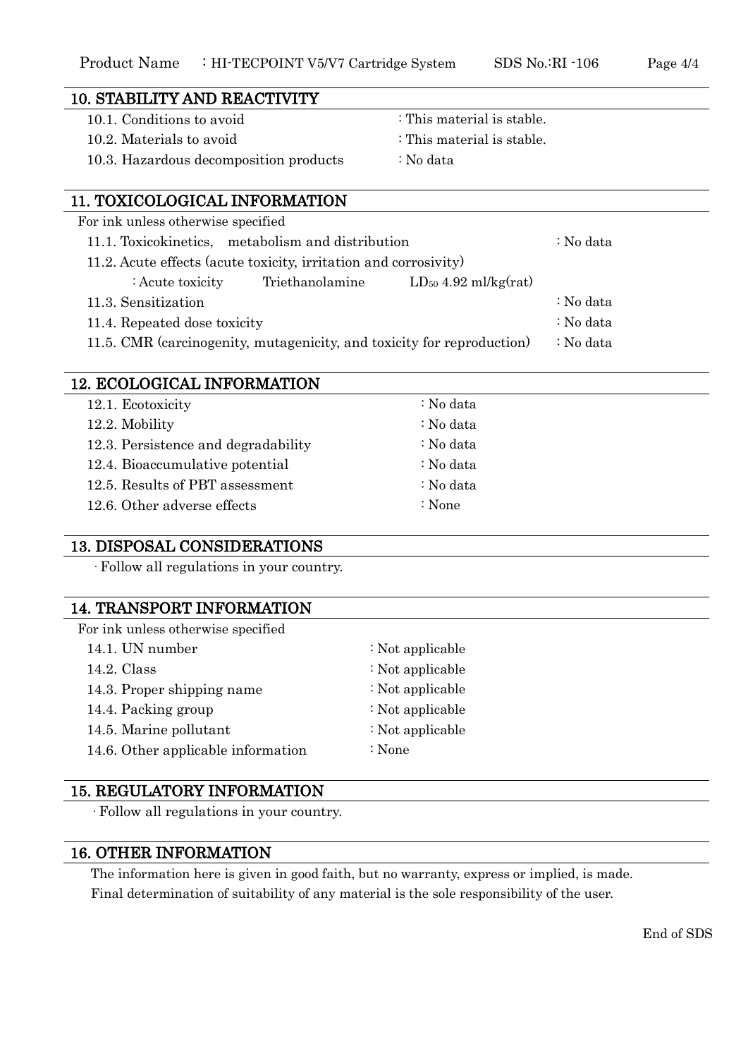## 10. STABILITY AND REACTIVITY

10.1. Conditions to avoid : This material is stable.

10.2. Materials to avoid : This material is stable.

10.3. Hazardous decomposition products : No data

## 11. TOXICOLOGICAL INFORMATION

For ink unless otherwise specified

11.1. Toxicokinetics, metabolism and distribution : No data

11.2. Acute effects (acute toxicity, irritation and corrosivity)

: Acute toxicity Triethanolamine $LD_{50}$ 4.92 ml/kg(rat)

11.3. Sensitization : No data

11.4. Repeated dose toxicity : No data

11.5. CMR (carcinogenity, mutagenicity, and toxicity for reproduction) : No data

## 12. ECOLOGICAL INFORMATION

12.1. Ecotoxicity : No data

12.2. Mobility : No data

12.3. Persistence and degradability : No data

12.4. Bioaccumulative potential : No data

12.5. Results of PBT assessment : No data

12.6. Other adverse effects : None

## 13. DISPOSAL CONSIDERATIONS

· Follow all regulations in your country.

## 14. TRANSPORT INFORMATION

For ink unless otherwise specified

14.1. UN number : Not applicable

14.2. Class : Not applicable

14.3. Proper shipping name : Not applicable

14.4. Packing group : Not applicable

14.5. Marine pollutant : Not applicable

14.6. Other applicable information : None

## 15. REGULATORY INFORMATION

· Follow all regulations in your country.

## 16. OTHER INFORMATION

The information here is given in good faith, but no warranty, express or implied, is made.
Final determination of suitability of any material is the sole responsibility of the user.

End of SDS